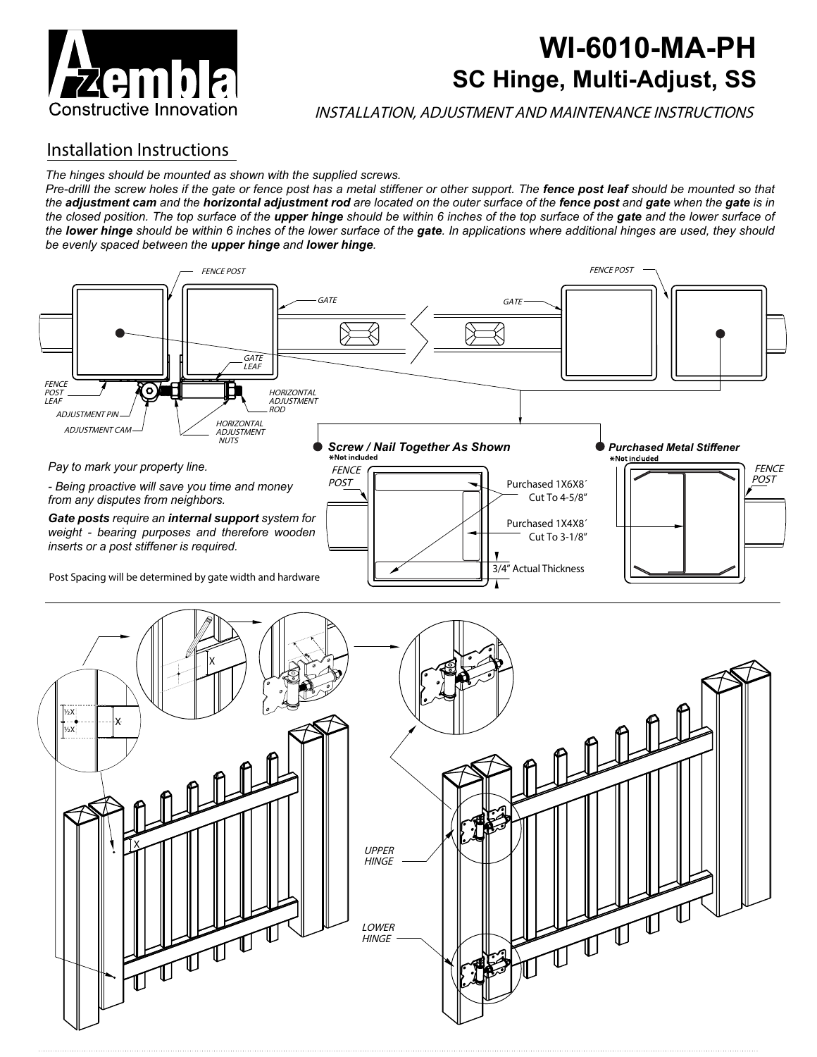# WI-6010-MA-PH

## SC Hinge, Multi-Adjust, SS

*INSTALLATION, ADJUSTMENT AND MAINTENANCE INSTRUCTIONS*

## Installation Instructions

*The hinges should be mounted as shown with the supplied screws.*

*Pre-drilll the screw holes if the gate or fence post has a metal stiffener or other support. The **fence post leaf** should be mounted so that the **adjustment cam** and the **horizontal adjustment rod** are located on the outer surface of the **fence post** and **gate** when the **gate** is in the closed position. The top surface of the **upper hinge** should be within 6 inches of the top surface of the **gate** and the lower surface of the **lower hinge** should be within 6 inches of the lower surface of the **gate**. In applications where additional hinges are used, they should be evenly spaced between the **upper hinge** and **lower hinge**.*

FENCE POST — GATE — GATE — FENCE POST

FENCE POST LEAF — GATE LEAF — ADJUSTMENT PIN — ADJUSTMENT CAM — HORIZONTAL ADJUSTMENT NUTS — HORIZONTAL ADJUSTMENT ROD

***Screw / Nail Together As Shown***
*Not included

FENCE POST — Purchased 1X6X8´ Cut To 4-5/8" — Purchased 1X4X8´ Cut To 3-1/8" — 3/4" Actual Thickness

***Purchased Metal Stiffener***
*Not included

FENCE POST

*Pay to mark your property line.*

*- Being proactive will save you time and money from any disputes from neighbors.*

***Gate posts** require an **internal support** system for weight - bearing purposes and therefore wooden inserts or a post stiffener is required.*

Post Spacing will be determined by gate width and hardware

½X ½X X

X

UPPER HINGE

LOWER HINGE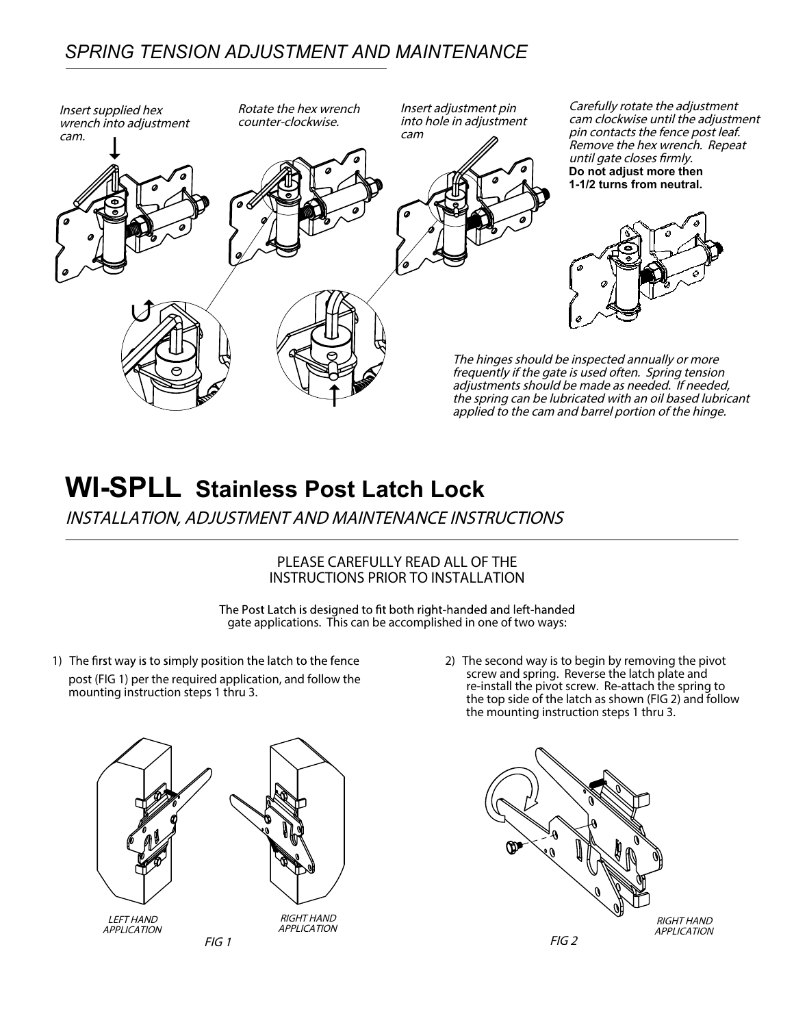## *SPRING TENSION ADJUSTMENT AND MAINTENANCE*

*Insert supplied hex wrench into adjustment cam.*

*Rotate the hex wrench counter-clockwise.*

*Insert adjustment pin into hole in adjustment cam*

*Carefully rotate the adjustment cam clockwise until the adjustment pin contacts the fence post leaf. Remove the hex wrench. Repeat until gate closes firmly.*
**Do not adjust more then 1-1/2 turns from neutral.**

*The hinges should be inspected annually or more frequently if the gate is used often. Spring tension adjustments should be made as needed. If needed, the spring can be lubricated with an oil based lubricant applied to the cam and barrel portion of the hinge.*

# WI-SPLL Stainless Post Latch Lock

*INSTALLATION, ADJUSTMENT AND MAINTENANCE INSTRUCTIONS*

PLEASE CAREFULLY READ ALL OF THE INSTRUCTIONS PRIOR TO INSTALLATION

The Post Latch is designed to fit both right-handed and left-handed gate applications. This can be accomplished in one of two ways:

1) The first way is to simply position the latch to the fence post (FIG 1) per the required application, and follow the mounting instruction steps 1 thru 3.

2) The second way is to begin by removing the pivot screw and spring. Reverse the latch plate and re-install the pivot screw. Re-attach the spring to the top side of the latch as shown (FIG 2) and follow the mounting instruction steps 1 thru 3.

*LEFT HAND APPLICATION*

*RIGHT HAND APPLICATION*

*FIG 1*

*RIGHT HAND APPLICATION*

*FIG 2*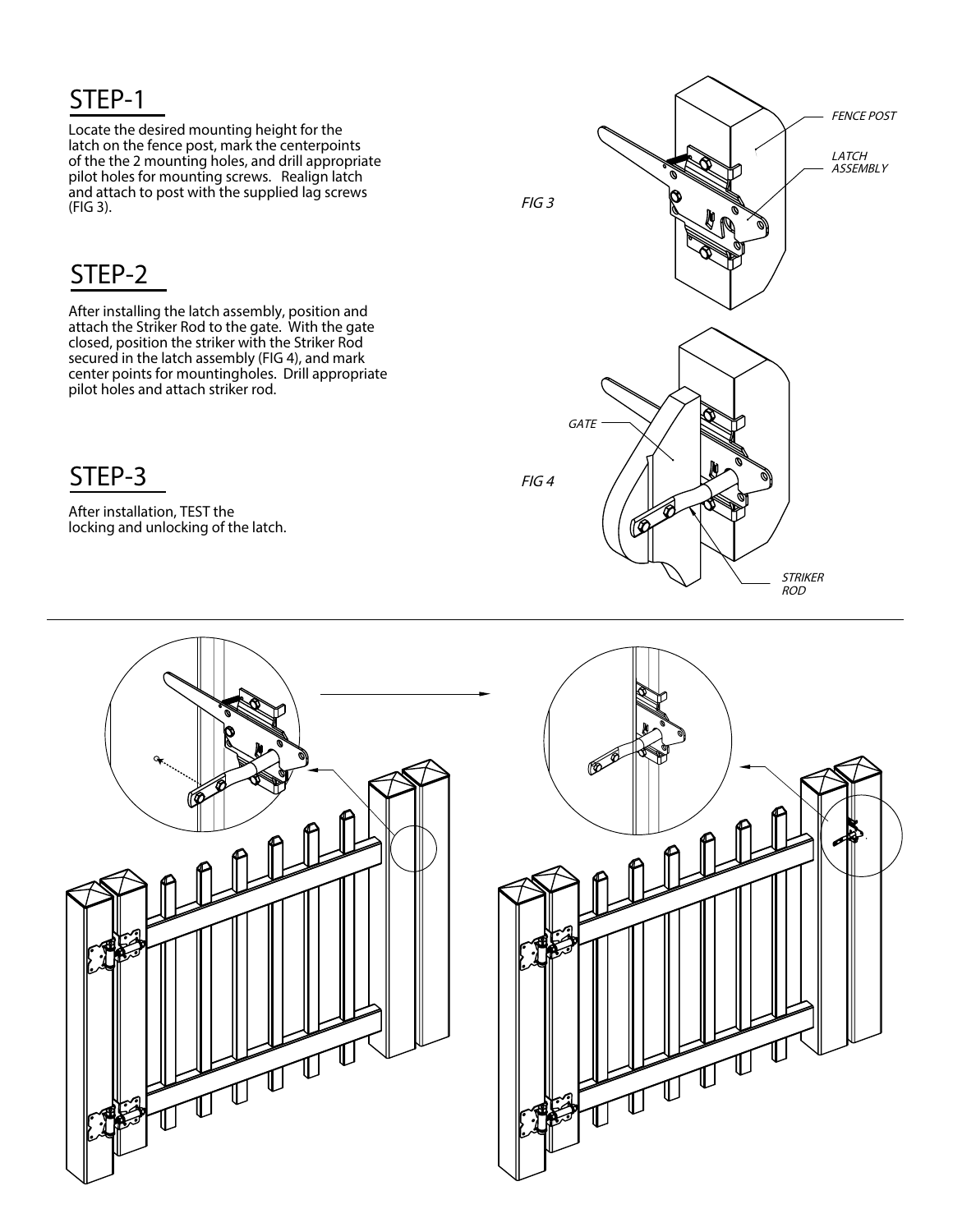## STEP-1

Locate the desired mounting height for the latch on the fence post, mark the centerpoints of the the 2 mounting holes, and drill appropriate pilot holes for mounting screws. Realign latch and attach to post with the supplied lag screws (FIG 3).

## STEP-2

After installing the latch assembly, position and attach the Striker Rod to the gate. With the gate closed, position the striker with the Striker Rod secured in the latch assembly (FIG 4), and mark center points for mountingholes. Drill appropriate pilot holes and attach striker rod.

## STEP-3

After installation, TEST the locking and unlocking of the latch.

*FIG 3*

*FENCE POST*

*LATCH ASSEMBLY*

*FIG 4*

*GATE*

*STRIKER ROD*